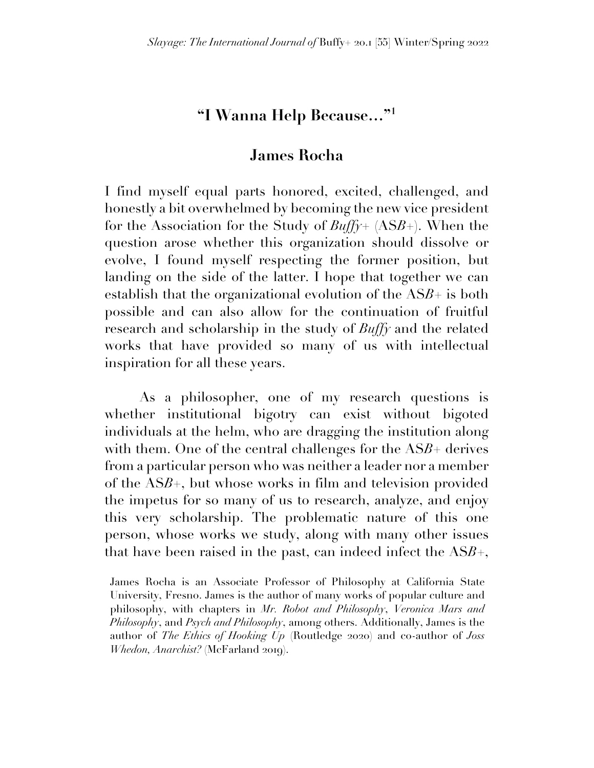# "I Wanna Help Because…"[1]

## James Rocha

I find myself equal parts honored, excited, challenged, and honestly a bit overwhelmed by becoming the new vice president for the Association for the Study of *Buffy+* (AS*B*+). When the question arose whether this organization should dissolve or evolve, I found myself respecting the former position, but landing on the side of the latter. I hope that together we can establish that the organizational evolution of the AS*B*+ is both possible and can also allow for the continuation of fruitful research and scholarship in the study of *Buffy* and the related works that have provided so many of us with intellectual inspiration for all these years.

As a philosopher, one of my research questions is whether institutional bigotry can exist without bigoted individuals at the helm, who are dragging the institution along with them. One of the central challenges for the AS*B*+ derives from a particular person who was neither a leader nor a member of the AS*B*+, but whose works in film and television provided the impetus for so many of us to research, analyze, and enjoy this very scholarship. The problematic nature of this one person, whose works we study, along with many other issues that have been raised in the past, can indeed infect the AS*B*+,

James Rocha is an Associate Professor of Philosophy at California State University, Fresno. James is the author of many works of popular culture and philosophy, with chapters in *Mr. Robot and Philosophy*, *Veronica Mars and Philosophy*, and *Psych and Philosophy*, among others. Additionally, James is the author of *The Ethics of Hooking Up* (Routledge 2020) and co-author of *Joss Whedon, Anarchist?* (McFarland 2019).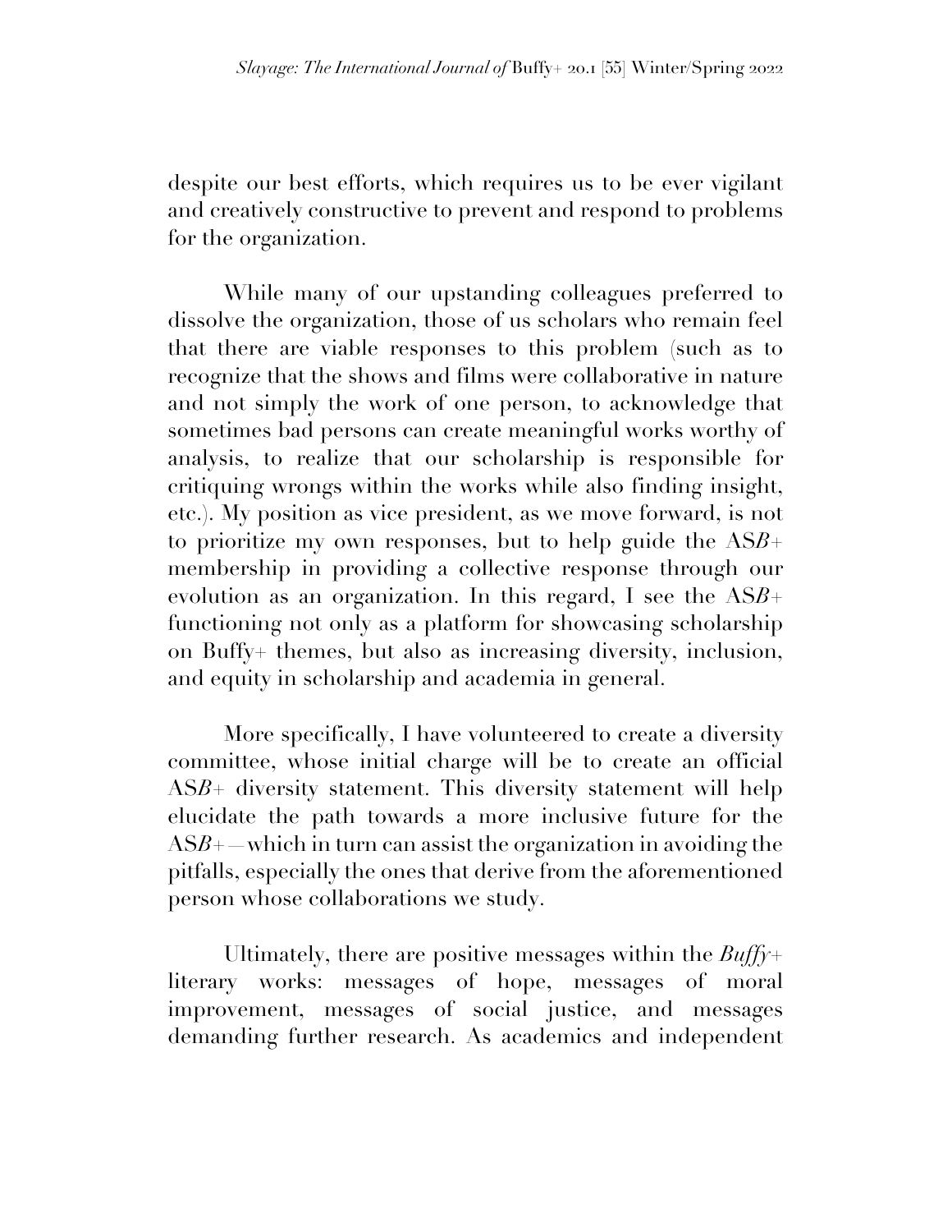despite our best efforts, which requires us to be ever vigilant and creatively constructive to prevent and respond to problems for the organization.

While many of our upstanding colleagues preferred to dissolve the organization, those of us scholars who remain feel that there are viable responses to this problem (such as to recognize that the shows and films were collaborative in nature and not simply the work of one person, to acknowledge that sometimes bad persons can create meaningful works worthy of analysis, to realize that our scholarship is responsible for critiquing wrongs within the works while also finding insight, etc.). My position as vice president, as we move forward, is not to prioritize my own responses, but to help guide the AS*B*+ membership in providing a collective response through our evolution as an organization. In this regard, I see the AS*B*+ functioning not only as a platform for showcasing scholarship on Buffy+ themes, but also as increasing diversity, inclusion, and equity in scholarship and academia in general.

More specifically, I have volunteered to create a diversity committee, whose initial charge will be to create an official AS*B*+ diversity statement. This diversity statement will help elucidate the path towards a more inclusive future for the AS*B*+—which in turn can assist the organization in avoiding the pitfalls, especially the ones that derive from the aforementioned person whose collaborations we study.

Ultimately, there are positive messages within the *Buffy*+ literary works: messages of hope, messages of moral improvement, messages of social justice, and messages demanding further research. As academics and independent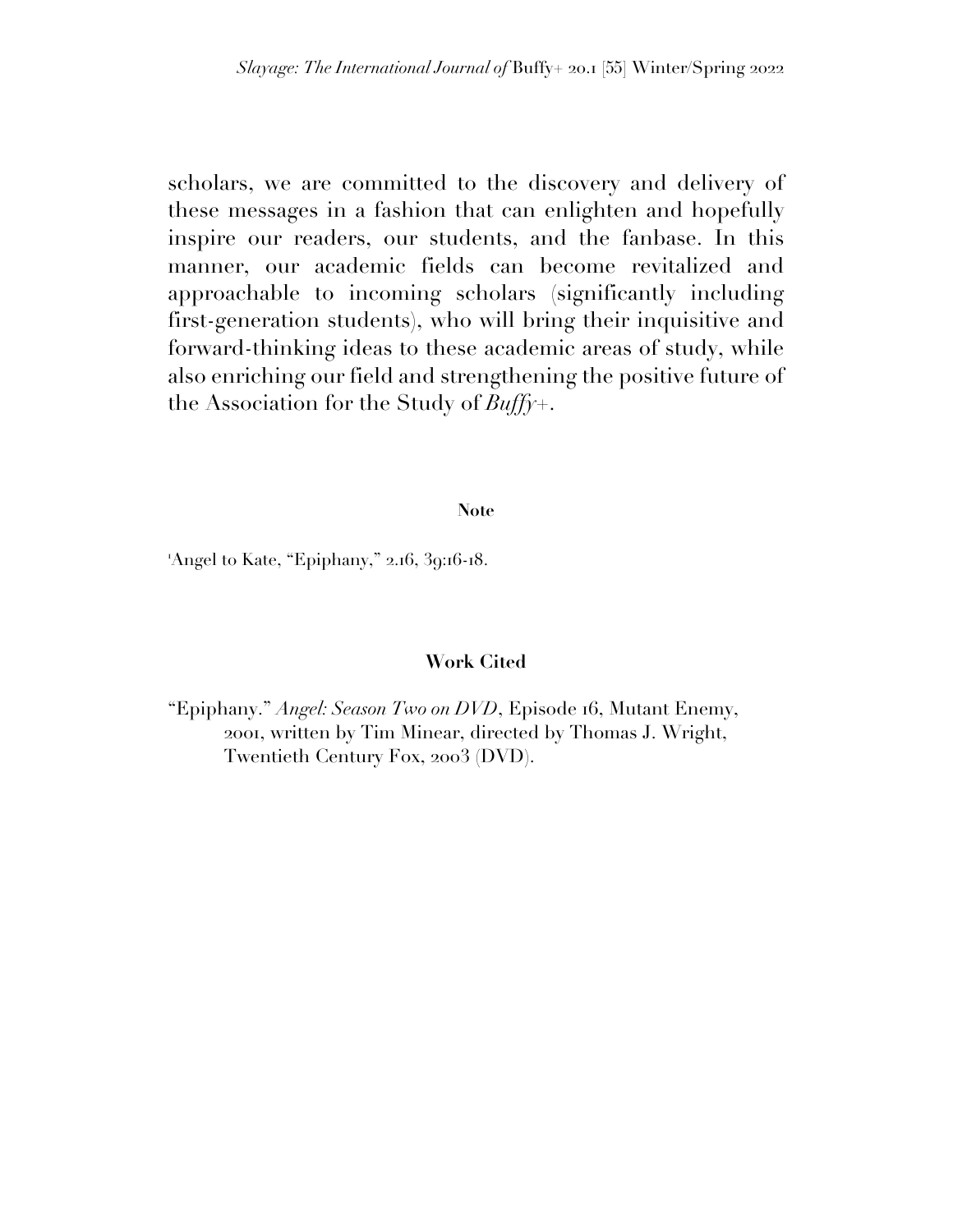scholars, we are committed to the discovery and delivery of these messages in a fashion that can enlighten and hopefully inspire our readers, our students, and the fanbase. In this manner, our academic fields can become revitalized and approachable to incoming scholars (significantly including first-generation students), who will bring their inquisitive and forward-thinking ideas to these academic areas of study, while also enriching our field and strengthening the positive future of the Association for the Study of *Buffy+*.

### Note

[1]Angel to Kate, "Epiphany," 2.16, 39:16-18.

### Work Cited

"Epiphany." *Angel: Season Two on DVD*, Episode 16, Mutant Enemy, 2001, written by Tim Minear, directed by Thomas J. Wright, Twentieth Century Fox, 2003 (DVD).